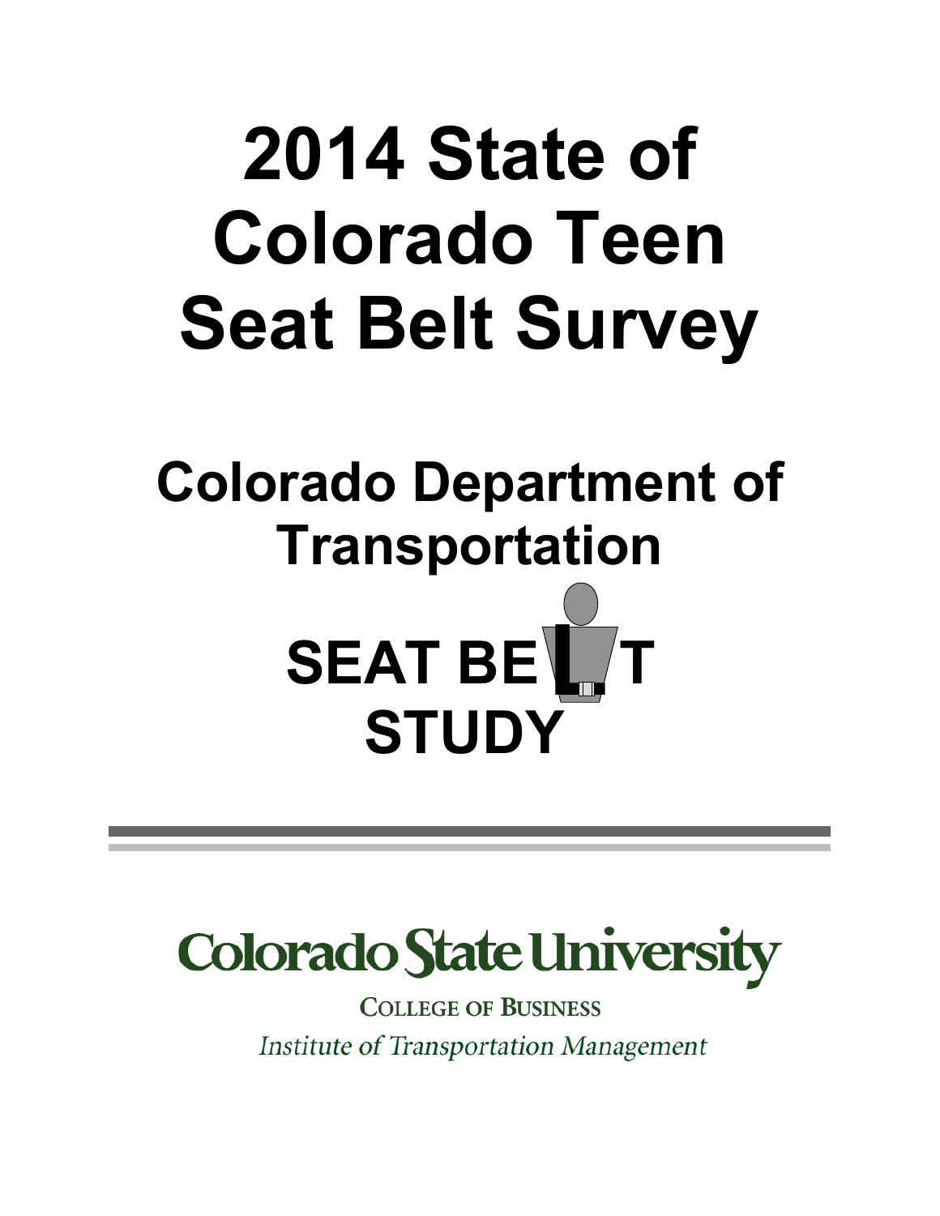# 2014 State of Colorado Teen Seat Belt Survey

## Colorado Department of Transportation

**SEAT BELT STUDY**

Colorado State University

COLLEGE OF BUSINESS

*Institute of Transportation Management*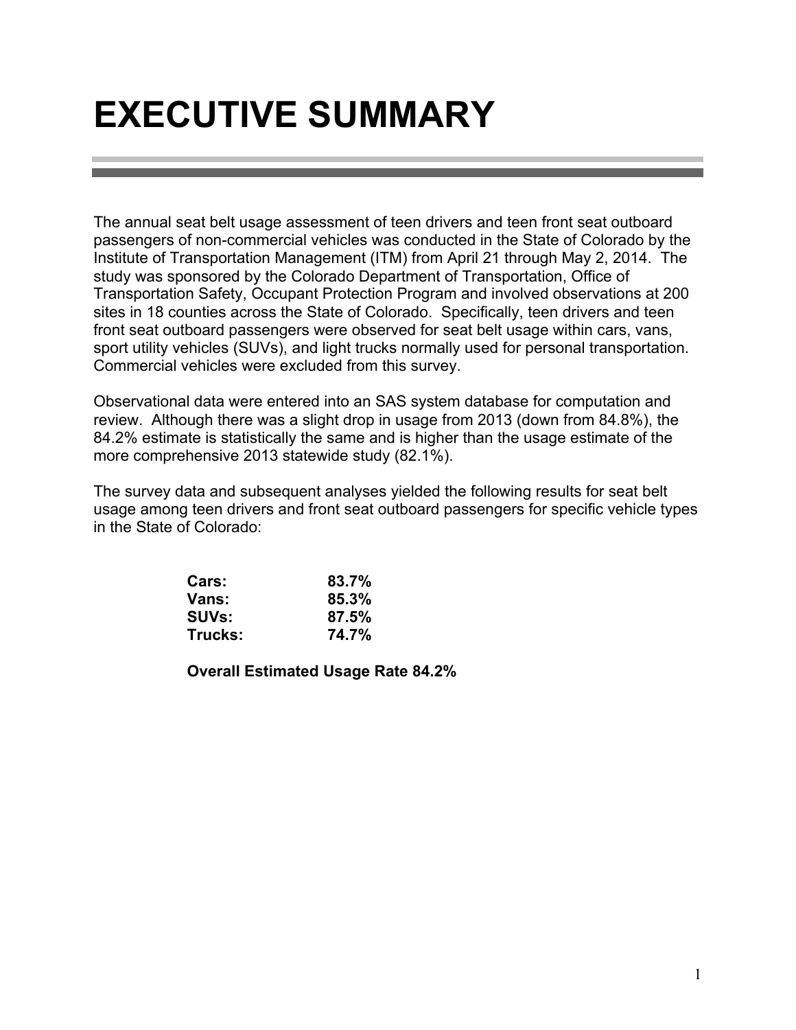# EXECUTIVE SUMMARY

The annual seat belt usage assessment of teen drivers and teen front seat outboard passengers of non-commercial vehicles was conducted in the State of Colorado by the Institute of Transportation Management (ITM) from April 21 through May 2, 2014. The study was sponsored by the Colorado Department of Transportation, Office of Transportation Safety, Occupant Protection Program and involved observations at 200 sites in 18 counties across the State of Colorado. Specifically, teen drivers and teen front seat outboard passengers were observed for seat belt usage within cars, vans, sport utility vehicles (SUVs), and light trucks normally used for personal transportation. Commercial vehicles were excluded from this survey.

Observational data were entered into an SAS system database for computation and review. Although there was a slight drop in usage from 2013 (down from 84.8%), the 84.2% estimate is statistically the same and is higher than the usage estimate of the more comprehensive 2013 statewide study (82.1%).

The survey data and subsequent analyses yielded the following results for seat belt usage among teen drivers and front seat outboard passengers for specific vehicle types in the State of Colorado:

| | |
|---|---|
| **Cars:** | **83.7%** |
| **Vans:** | **85.3%** |
| **SUVs:** | **87.5%** |
| **Trucks:** | **74.7%** |

**Overall Estimated Usage Rate 84.2%**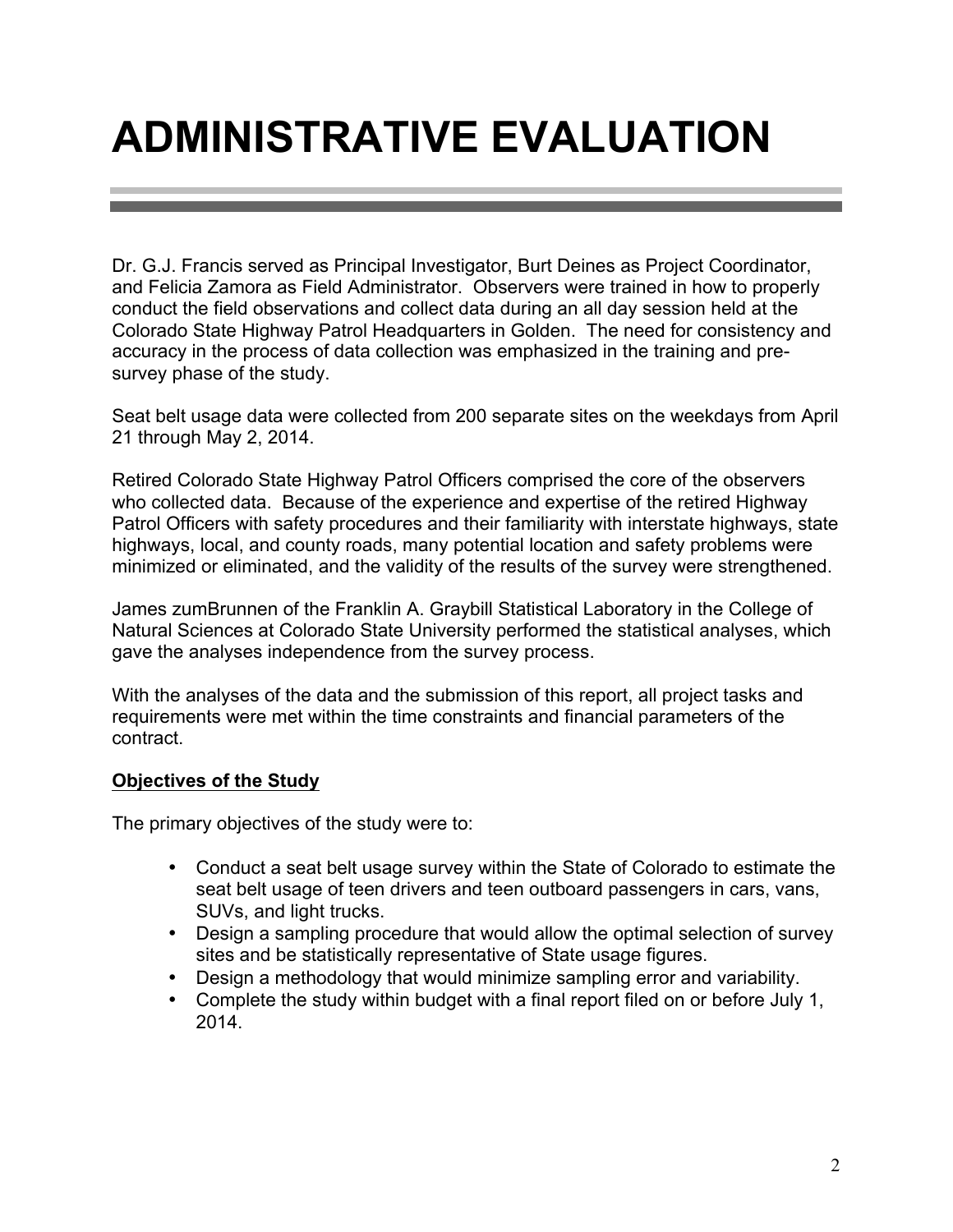# ADMINISTRATIVE EVALUATION

Dr. G.J. Francis served as Principal Investigator, Burt Deines as Project Coordinator, and Felicia Zamora as Field Administrator. Observers were trained in how to properly conduct the field observations and collect data during an all day session held at the Colorado State Highway Patrol Headquarters in Golden. The need for consistency and accuracy in the process of data collection was emphasized in the training and pre-survey phase of the study.

Seat belt usage data were collected from 200 separate sites on the weekdays from April 21 through May 2, 2014.

Retired Colorado State Highway Patrol Officers comprised the core of the observers who collected data. Because of the experience and expertise of the retired Highway Patrol Officers with safety procedures and their familiarity with interstate highways, state highways, local, and county roads, many potential location and safety problems were minimized or eliminated, and the validity of the results of the survey were strengthened.

James zumBrunnen of the Franklin A. Graybill Statistical Laboratory in the College of Natural Sciences at Colorado State University performed the statistical analyses, which gave the analyses independence from the survey process.

With the analyses of the data and the submission of this report, all project tasks and requirements were met within the time constraints and financial parameters of the contract.

**Objectives of the Study**

The primary objectives of the study were to:

- Conduct a seat belt usage survey within the State of Colorado to estimate the seat belt usage of teen drivers and teen outboard passengers in cars, vans, SUVs, and light trucks.
- Design a sampling procedure that would allow the optimal selection of survey sites and be statistically representative of State usage figures.
- Design a methodology that would minimize sampling error and variability.
- Complete the study within budget with a final report filed on or before July 1, 2014.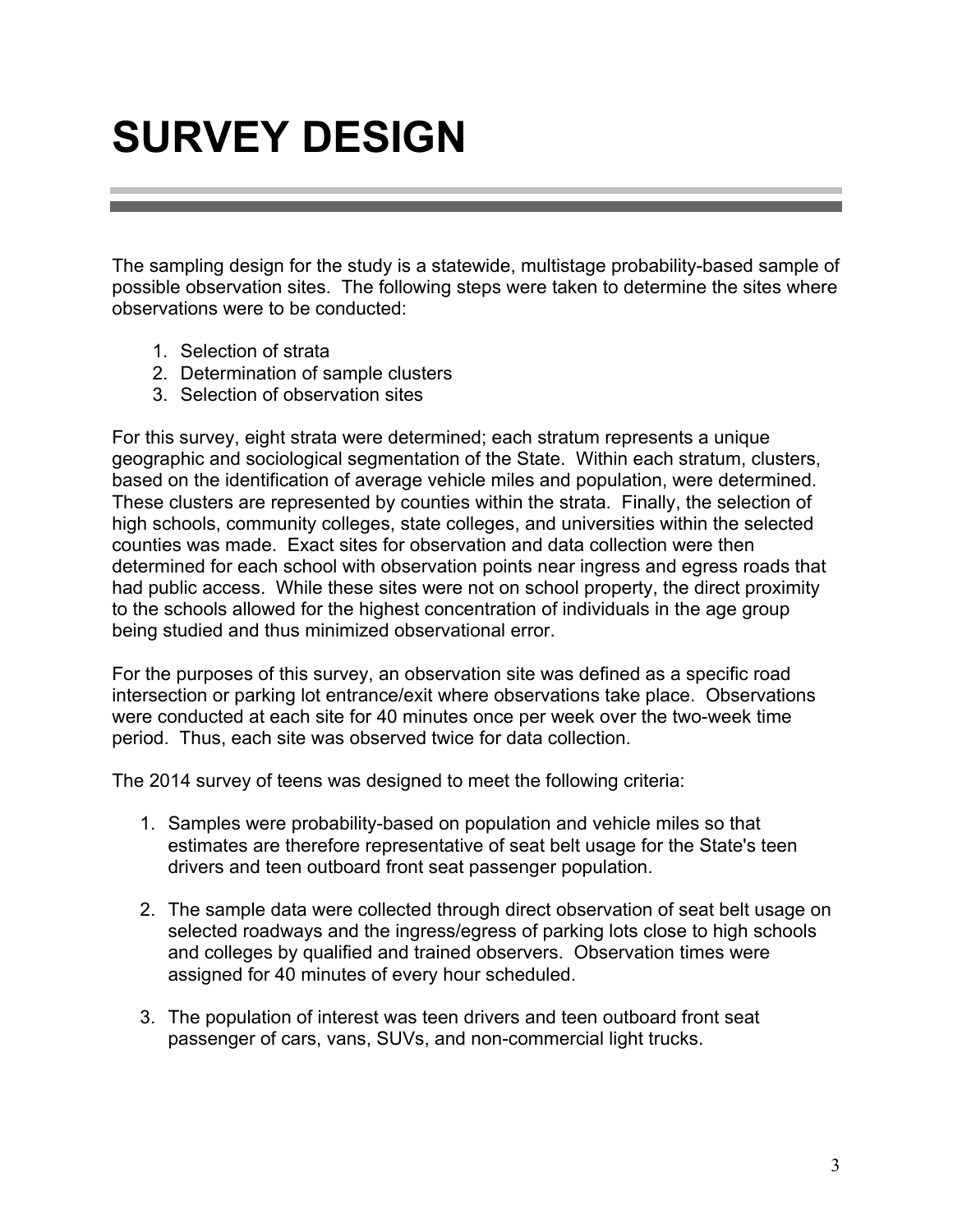# SURVEY DESIGN

The sampling design for the study is a statewide, multistage probability-based sample of possible observation sites. The following steps were taken to determine the sites where observations were to be conducted:

1. Selection of strata
2. Determination of sample clusters
3. Selection of observation sites

For this survey, eight strata were determined; each stratum represents a unique geographic and sociological segmentation of the State. Within each stratum, clusters, based on the identification of average vehicle miles and population, were determined. These clusters are represented by counties within the strata. Finally, the selection of high schools, community colleges, state colleges, and universities within the selected counties was made. Exact sites for observation and data collection were then determined for each school with observation points near ingress and egress roads that had public access. While these sites were not on school property, the direct proximity to the schools allowed for the highest concentration of individuals in the age group being studied and thus minimized observational error.

For the purposes of this survey, an observation site was defined as a specific road intersection or parking lot entrance/exit where observations take place. Observations were conducted at each site for 40 minutes once per week over the two-week time period. Thus, each site was observed twice for data collection.

The 2014 survey of teens was designed to meet the following criteria:

1. Samples were probability-based on population and vehicle miles so that estimates are therefore representative of seat belt usage for the State's teen drivers and teen outboard front seat passenger population.

2. The sample data were collected through direct observation of seat belt usage on selected roadways and the ingress/egress of parking lots close to high schools and colleges by qualified and trained observers. Observation times were assigned for 40 minutes of every hour scheduled.

3. The population of interest was teen drivers and teen outboard front seat passenger of cars, vans, SUVs, and non-commercial light trucks.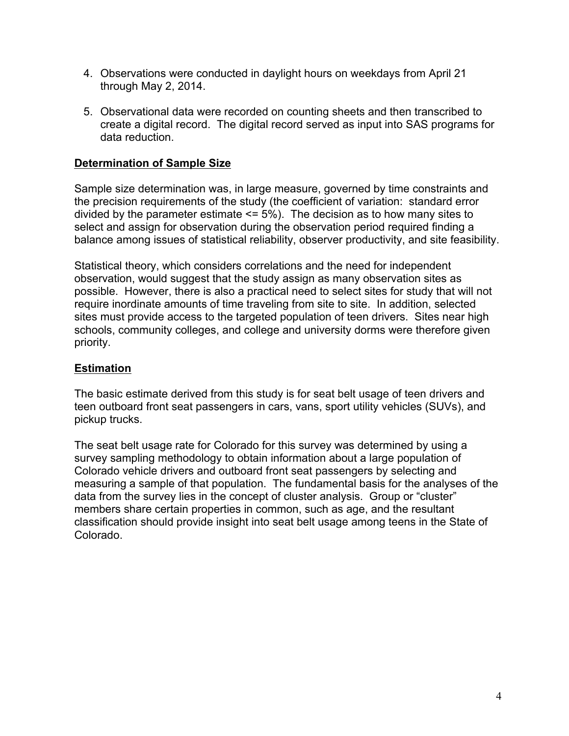4. Observations were conducted in daylight hours on weekdays from April 21 through May 2, 2014.

5. Observational data were recorded on counting sheets and then transcribed to create a digital record. The digital record served as input into SAS programs for data reduction.

**Determination of Sample Size**

Sample size determination was, in large measure, governed by time constraints and the precision requirements of the study (the coefficient of variation: standard error divided by the parameter estimate <= 5%). The decision as to how many sites to select and assign for observation during the observation period required finding a balance among issues of statistical reliability, observer productivity, and site feasibility.

Statistical theory, which considers correlations and the need for independent observation, would suggest that the study assign as many observation sites as possible. However, there is also a practical need to select sites for study that will not require inordinate amounts of time traveling from site to site. In addition, selected sites must provide access to the targeted population of teen drivers. Sites near high schools, community colleges, and college and university dorms were therefore given priority.

**Estimation**

The basic estimate derived from this study is for seat belt usage of teen drivers and teen outboard front seat passengers in cars, vans, sport utility vehicles (SUVs), and pickup trucks.

The seat belt usage rate for Colorado for this survey was determined by using a survey sampling methodology to obtain information about a large population of Colorado vehicle drivers and outboard front seat passengers by selecting and measuring a sample of that population. The fundamental basis for the analyses of the data from the survey lies in the concept of cluster analysis. Group or "cluster" members share certain properties in common, such as age, and the resultant classification should provide insight into seat belt usage among teens in the State of Colorado.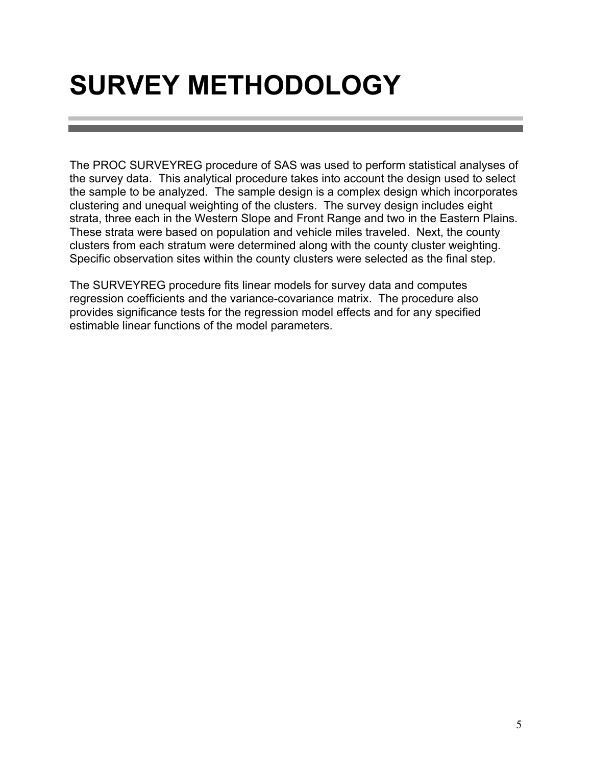# SURVEY METHODOLOGY

The PROC SURVEYREG procedure of SAS was used to perform statistical analyses of the survey data. This analytical procedure takes into account the design used to select the sample to be analyzed. The sample design is a complex design which incorporates clustering and unequal weighting of the clusters. The survey design includes eight strata, three each in the Western Slope and Front Range and two in the Eastern Plains. These strata were based on population and vehicle miles traveled. Next, the county clusters from each stratum were determined along with the county cluster weighting. Specific observation sites within the county clusters were selected as the final step.

The SURVEYREG procedure fits linear models for survey data and computes regression coefficients and the variance-covariance matrix. The procedure also provides significance tests for the regression model effects and for any specified estimable linear functions of the model parameters.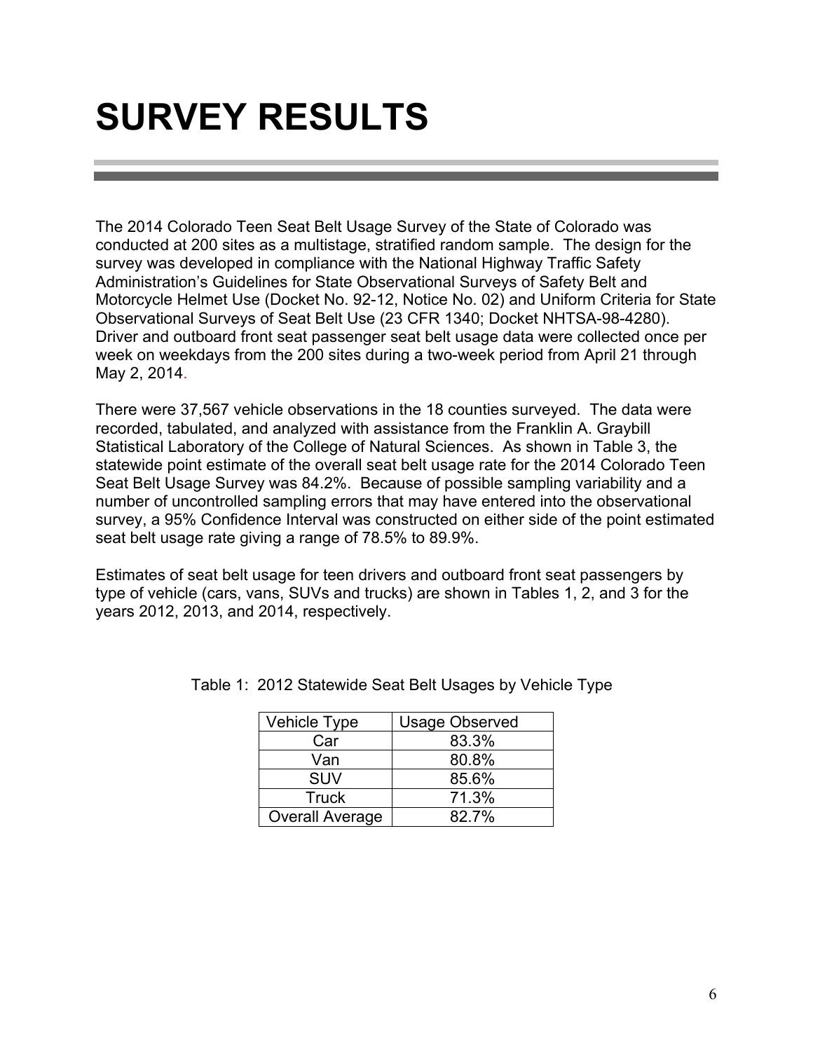# SURVEY RESULTS

The 2014 Colorado Teen Seat Belt Usage Survey of the State of Colorado was conducted at 200 sites as a multistage, stratified random sample. The design for the survey was developed in compliance with the National Highway Traffic Safety Administration's Guidelines for State Observational Surveys of Safety Belt and Motorcycle Helmet Use (Docket No. 92-12, Notice No. 02) and Uniform Criteria for State Observational Surveys of Seat Belt Use (23 CFR 1340; Docket NHTSA-98-4280). Driver and outboard front seat passenger seat belt usage data were collected once per week on weekdays from the 200 sites during a two-week period from April 21 through May 2, 2014.

There were 37,567 vehicle observations in the 18 counties surveyed. The data were recorded, tabulated, and analyzed with assistance from the Franklin A. Graybill Statistical Laboratory of the College of Natural Sciences. As shown in Table 3, the statewide point estimate of the overall seat belt usage rate for the 2014 Colorado Teen Seat Belt Usage Survey was 84.2%. Because of possible sampling variability and a number of uncontrolled sampling errors that may have entered into the observational survey, a 95% Confidence Interval was constructed on either side of the point estimated seat belt usage rate giving a range of 78.5% to 89.9%.

Estimates of seat belt usage for teen drivers and outboard front seat passengers by type of vehicle (cars, vans, SUVs and trucks) are shown in Tables 1, 2, and 3 for the years 2012, 2013, and 2014, respectively.

Table 1: 2012 Statewide Seat Belt Usages by Vehicle Type

| Vehicle Type | Usage Observed |
|---|---|
| Car | 83.3% |
| Van | 80.8% |
| SUV | 85.6% |
| Truck | 71.3% |
| Overall Average | 82.7% |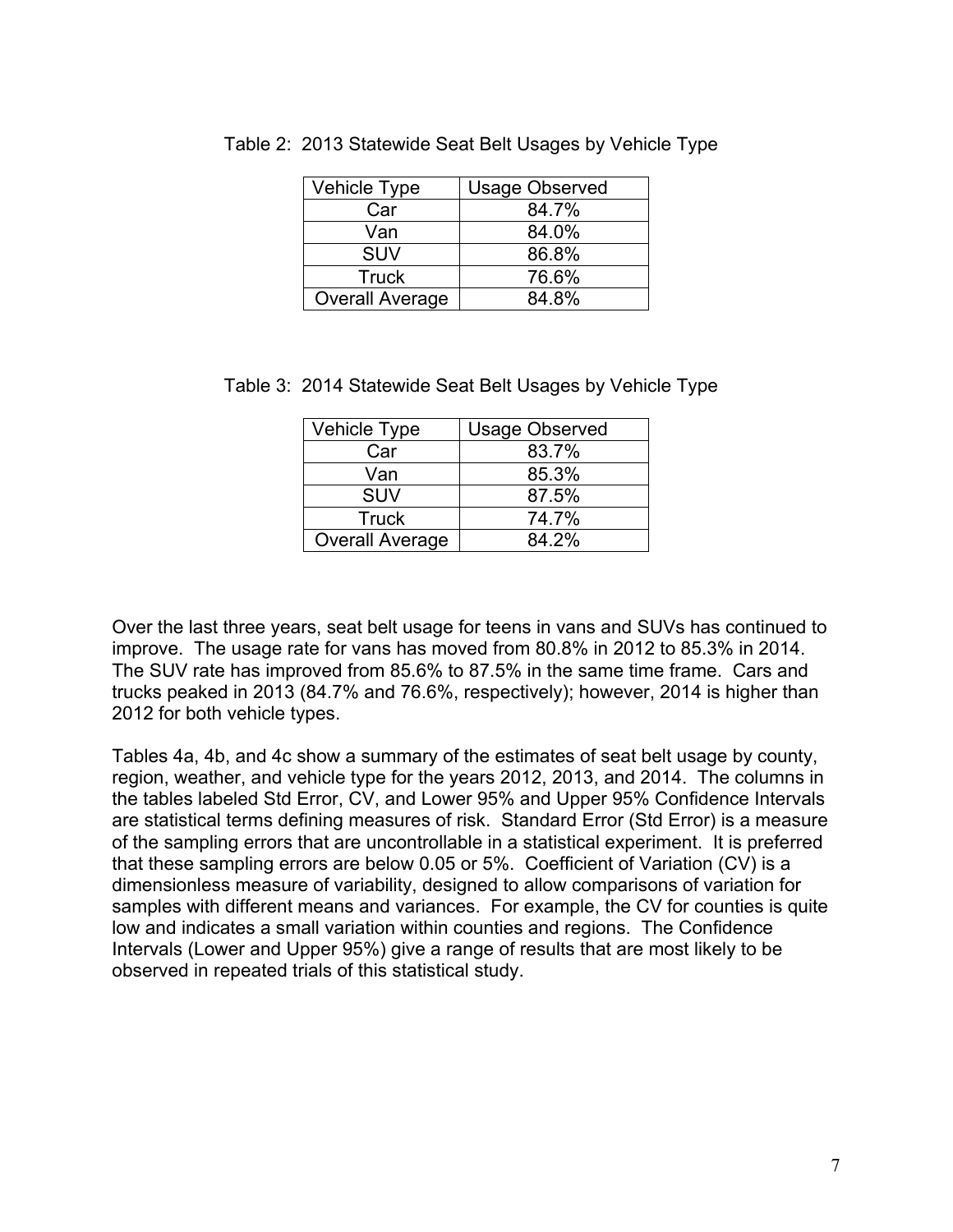Table 2: 2013 Statewide Seat Belt Usages by Vehicle Type

| Vehicle Type | Usage Observed |
|---|---|
| Car | 84.7% |
| Van | 84.0% |
| SUV | 86.8% |
| Truck | 76.6% |
| Overall Average | 84.8% |

Table 3: 2014 Statewide Seat Belt Usages by Vehicle Type

| Vehicle Type | Usage Observed |
|---|---|
| Car | 83.7% |
| Van | 85.3% |
| SUV | 87.5% |
| Truck | 74.7% |
| Overall Average | 84.2% |

Over the last three years, seat belt usage for teens in vans and SUVs has continued to improve. The usage rate for vans has moved from 80.8% in 2012 to 85.3% in 2014. The SUV rate has improved from 85.6% to 87.5% in the same time frame. Cars and trucks peaked in 2013 (84.7% and 76.6%, respectively); however, 2014 is higher than 2012 for both vehicle types.

Tables 4a, 4b, and 4c show a summary of the estimates of seat belt usage by county, region, weather, and vehicle type for the years 2012, 2013, and 2014. The columns in the tables labeled Std Error, CV, and Lower 95% and Upper 95% Confidence Intervals are statistical terms defining measures of risk. Standard Error (Std Error) is a measure of the sampling errors that are uncontrollable in a statistical experiment. It is preferred that these sampling errors are below 0.05 or 5%. Coefficient of Variation (CV) is a dimensionless measure of variability, designed to allow comparisons of variation for samples with different means and variances. For example, the CV for counties is quite low and indicates a small variation within counties and regions. The Confidence Intervals (Lower and Upper 95%) give a range of results that are most likely to be observed in repeated trials of this statistical study.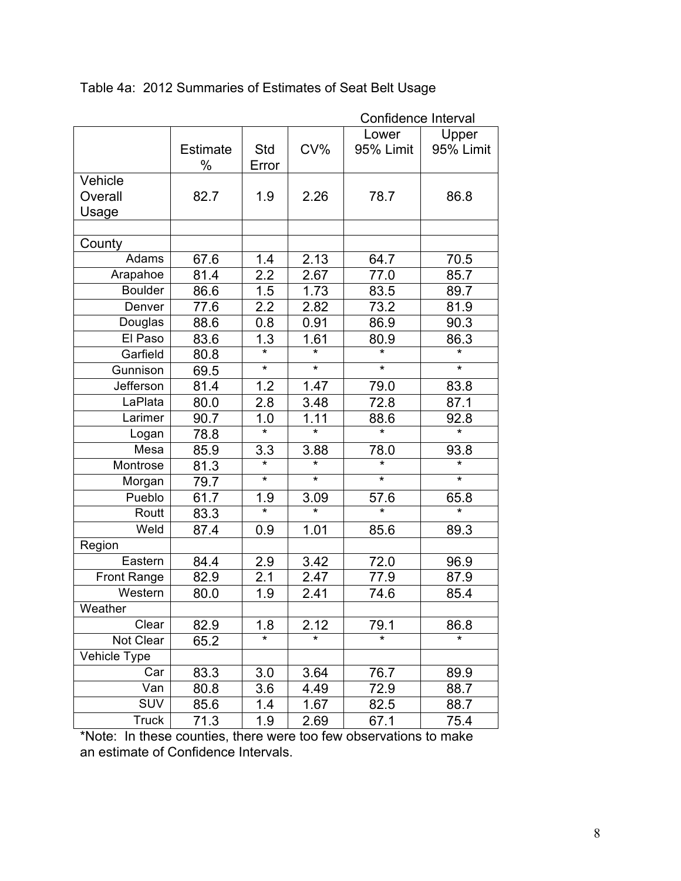Table 4a: 2012 Summaries of Estimates of Seat Belt Usage

| | Estimate % | Std Error | CV% | Confidence Interval Lower 95% Limit | Upper 95% Limit |
|---|---|---|---|---|---|
| Vehicle Overall Usage | 82.7 | 1.9 | 2.26 | 78.7 | 86.8 |
| | | | | | |
| County | | | | | |
| Adams | 67.6 | 1.4 | 2.13 | 64.7 | 70.5 |
| Arapahoe | 81.4 | 2.2 | 2.67 | 77.0 | 85.7 |
| Boulder | 86.6 | 1.5 | 1.73 | 83.5 | 89.7 |
| Denver | 77.6 | 2.2 | 2.82 | 73.2 | 81.9 |
| Douglas | 88.6 | 0.8 | 0.91 | 86.9 | 90.3 |
| El Paso | 83.6 | 1.3 | 1.61 | 80.9 | 86.3 |
| Garfield | 80.8 | * | * | * | * |
| Gunnison | 69.5 | * | * | * | * |
| Jefferson | 81.4 | 1.2 | 1.47 | 79.0 | 83.8 |
| LaPlata | 80.0 | 2.8 | 3.48 | 72.8 | 87.1 |
| Larimer | 90.7 | 1.0 | 1.11 | 88.6 | 92.8 |
| Logan | 78.8 | * | * | * | * |
| Mesa | 85.9 | 3.3 | 3.88 | 78.0 | 93.8 |
| Montrose | 81.3 | * | * | * | * |
| Morgan | 79.7 | * | * | * | * |
| Pueblo | 61.7 | 1.9 | 3.09 | 57.6 | 65.8 |
| Routt | 83.3 | * | * | * | * |
| Weld | 87.4 | 0.9 | 1.01 | 85.6 | 89.3 |
| Region | | | | | |
| Eastern | 84.4 | 2.9 | 3.42 | 72.0 | 96.9 |
| Front Range | 82.9 | 2.1 | 2.47 | 77.9 | 87.9 |
| Western | 80.0 | 1.9 | 2.41 | 74.6 | 85.4 |
| Weather | | | | | |
| Clear | 82.9 | 1.8 | 2.12 | 79.1 | 86.8 |
| Not Clear | 65.2 | * | * | * | * |
| Vehicle Type | | | | | |
| Car | 83.3 | 3.0 | 3.64 | 76.7 | 89.9 |
| Van | 80.8 | 3.6 | 4.49 | 72.9 | 88.7 |
| SUV | 85.6 | 1.4 | 1.67 | 82.5 | 88.7 |
| Truck | 71.3 | 1.9 | 2.69 | 67.1 | 75.4 |

*Note: In these counties, there were too few observations to make an estimate of Confidence Intervals.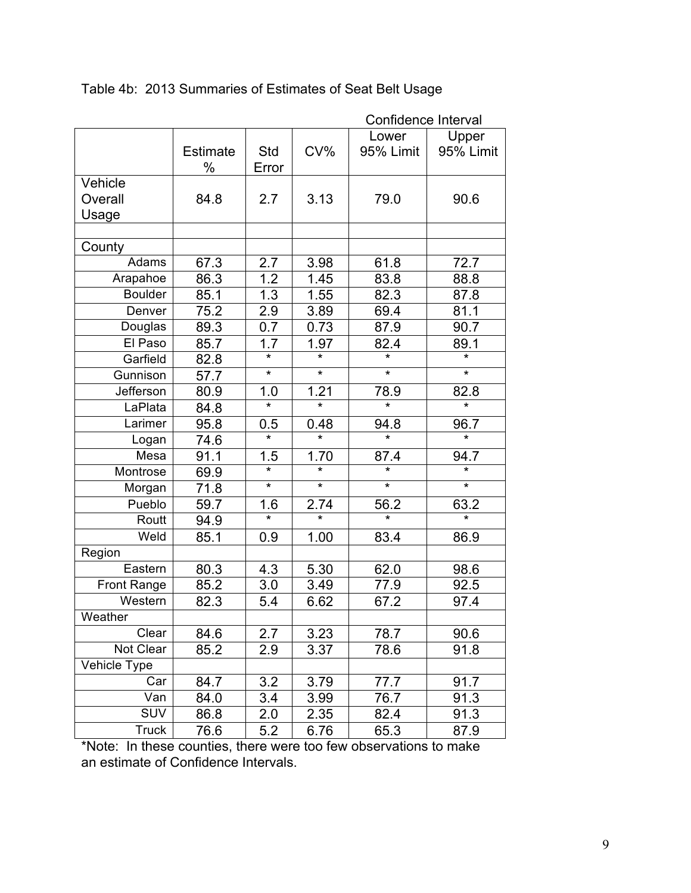Table 4b: 2013 Summaries of Estimates of Seat Belt Usage

| | Estimate % | Std Error | CV% | Confidence Interval Lower 95% Limit | Upper 95% Limit |
|---|---|---|---|---|---|
| Vehicle Overall Usage | 84.8 | 2.7 | 3.13 | 79.0 | 90.6 |
| | | | | | |
| County | | | | | |
| Adams | 67.3 | 2.7 | 3.98 | 61.8 | 72.7 |
| Arapahoe | 86.3 | 1.2 | 1.45 | 83.8 | 88.8 |
| Boulder | 85.1 | 1.3 | 1.55 | 82.3 | 87.8 |
| Denver | 75.2 | 2.9 | 3.89 | 69.4 | 81.1 |
| Douglas | 89.3 | 0.7 | 0.73 | 87.9 | 90.7 |
| El Paso | 85.7 | 1.7 | 1.97 | 82.4 | 89.1 |
| Garfield | 82.8 | * | * | * | * |
| Gunnison | 57.7 | * | * | * | * |
| Jefferson | 80.9 | 1.0 | 1.21 | 78.9 | 82.8 |
| LaPlata | 84.8 | * | * | * | * |
| Larimer | 95.8 | 0.5 | 0.48 | 94.8 | 96.7 |
| Logan | 74.6 | * | * | * | * |
| Mesa | 91.1 | 1.5 | 1.70 | 87.4 | 94.7 |
| Montrose | 69.9 | * | * | * | * |
| Morgan | 71.8 | * | * | * | * |
| Pueblo | 59.7 | 1.6 | 2.74 | 56.2 | 63.2 |
| Routt | 94.9 | * | * | * | * |
| Weld | 85.1 | 0.9 | 1.00 | 83.4 | 86.9 |
| Region | | | | | |
| Eastern | 80.3 | 4.3 | 5.30 | 62.0 | 98.6 |
| Front Range | 85.2 | 3.0 | 3.49 | 77.9 | 92.5 |
| Western | 82.3 | 5.4 | 6.62 | 67.2 | 97.4 |
| Weather | | | | | |
| Clear | 84.6 | 2.7 | 3.23 | 78.7 | 90.6 |
| Not Clear | 85.2 | 2.9 | 3.37 | 78.6 | 91.8 |
| Vehicle Type | | | | | |
| Car | 84.7 | 3.2 | 3.79 | 77.7 | 91.7 |
| Van | 84.0 | 3.4 | 3.99 | 76.7 | 91.3 |
| SUV | 86.8 | 2.0 | 2.35 | 82.4 | 91.3 |
| Truck | 76.6 | 5.2 | 6.76 | 65.3 | 87.9 |

*Note: In these counties, there were too few observations to make an estimate of Confidence Intervals.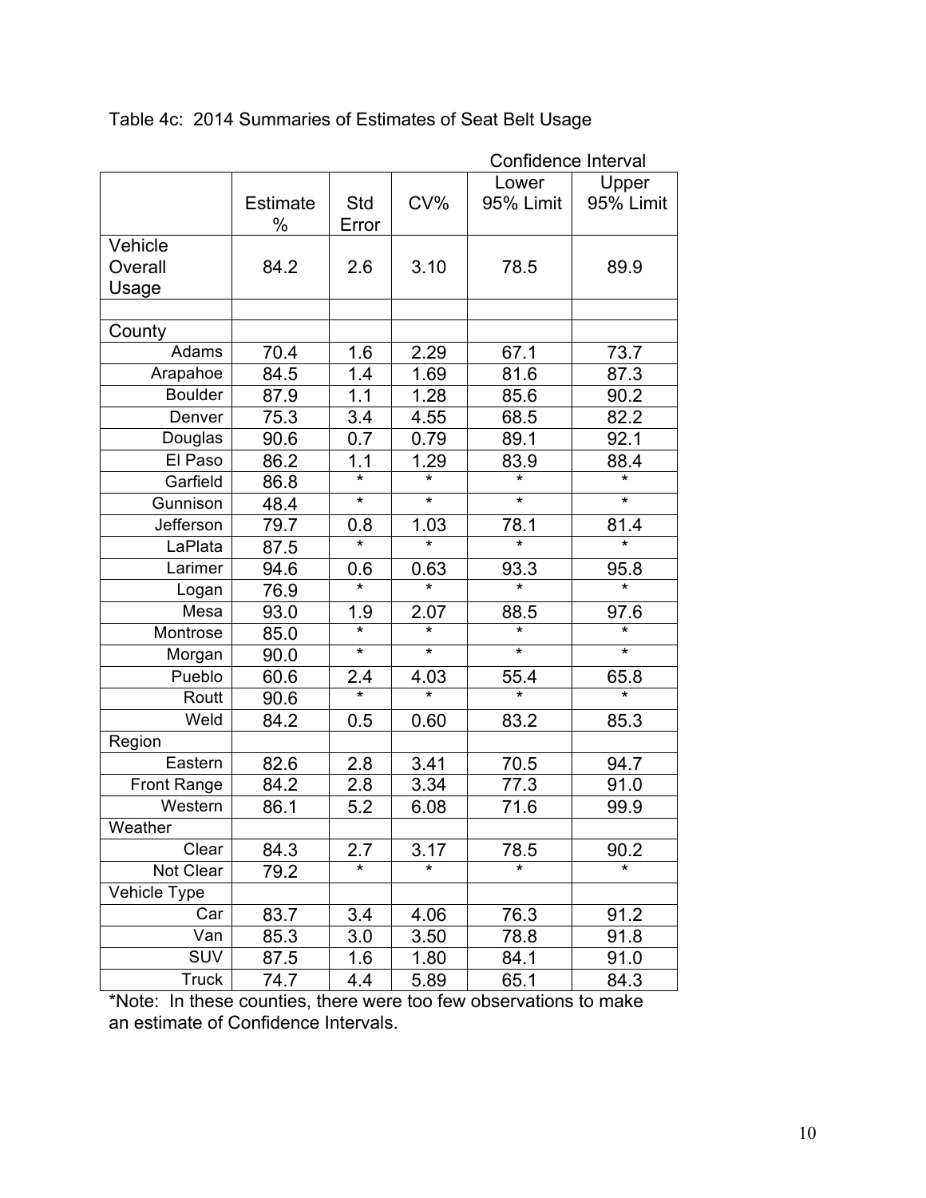Table 4c: 2014 Summaries of Estimates of Seat Belt Usage

| | Estimate % | Std Error | CV% | Confidence Interval Lower 95% Limit | Confidence Interval Upper 95% Limit |
|---|---|---|---|---|---|
| Vehicle Overall Usage | 84.2 | 2.6 | 3.10 | 78.5 | 89.9 |
| | | | | | |
| County | | | | | |
| Adams | 70.4 | 1.6 | 2.29 | 67.1 | 73.7 |
| Arapahoe | 84.5 | 1.4 | 1.69 | 81.6 | 87.3 |
| Boulder | 87.9 | 1.1 | 1.28 | 85.6 | 90.2 |
| Denver | 75.3 | 3.4 | 4.55 | 68.5 | 82.2 |
| Douglas | 90.6 | 0.7 | 0.79 | 89.1 | 92.1 |
| El Paso | 86.2 | 1.1 | 1.29 | 83.9 | 88.4 |
| Garfield | 86.8 | * | * | * | * |
| Gunnison | 48.4 | * | * | * | * |
| Jefferson | 79.7 | 0.8 | 1.03 | 78.1 | 81.4 |
| LaPlata | 87.5 | * | * | * | * |
| Larimer | 94.6 | 0.6 | 0.63 | 93.3 | 95.8 |
| Logan | 76.9 | * | * | * | * |
| Mesa | 93.0 | 1.9 | 2.07 | 88.5 | 97.6 |
| Montrose | 85.0 | * | * | * | * |
| Morgan | 90.0 | * | * | * | * |
| Pueblo | 60.6 | 2.4 | 4.03 | 55.4 | 65.8 |
| Routt | 90.6 | * | * | * | * |
| Weld | 84.2 | 0.5 | 0.60 | 83.2 | 85.3 |
| Region | | | | | |
| Eastern | 82.6 | 2.8 | 3.41 | 70.5 | 94.7 |
| Front Range | 84.2 | 2.8 | 3.34 | 77.3 | 91.0 |
| Western | 86.1 | 5.2 | 6.08 | 71.6 | 99.9 |
| Weather | | | | | |
| Clear | 84.3 | 2.7 | 3.17 | 78.5 | 90.2 |
| Not Clear | 79.2 | * | * | * | * |
| Vehicle Type | | | | | |
| Car | 83.7 | 3.4 | 4.06 | 76.3 | 91.2 |
| Van | 85.3 | 3.0 | 3.50 | 78.8 | 91.8 |
| SUV | 87.5 | 1.6 | 1.80 | 84.1 | 91.0 |
| Truck | 74.7 | 4.4 | 5.89 | 65.1 | 84.3 |

*Note: In these counties, there were too few observations to make an estimate of Confidence Intervals.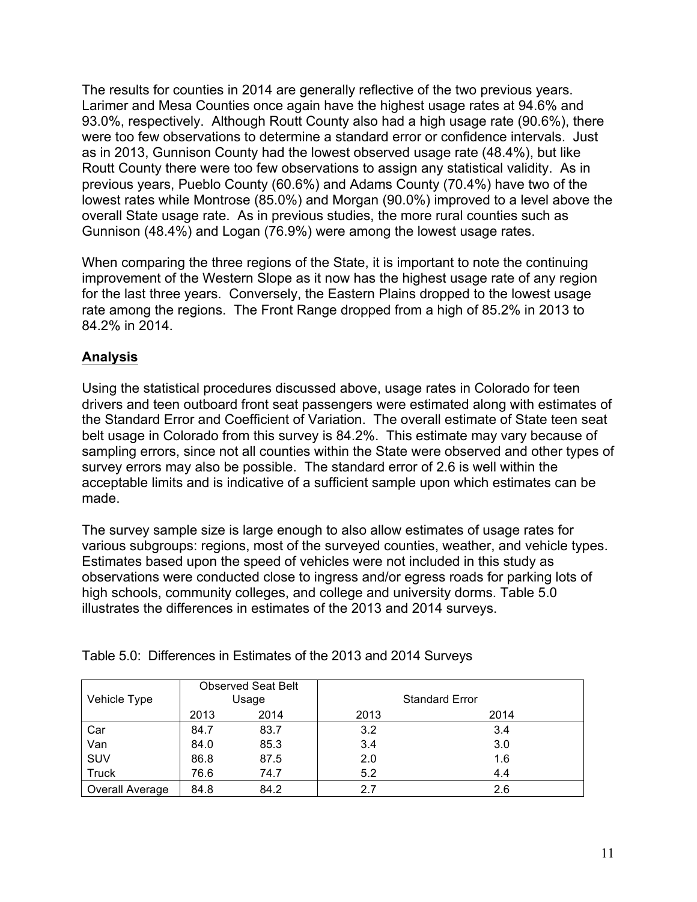The results for counties in 2014 are generally reflective of the two previous years. Larimer and Mesa Counties once again have the highest usage rates at 94.6% and 93.0%, respectively. Although Routt County also had a high usage rate (90.6%), there were too few observations to determine a standard error or confidence intervals. Just as in 2013, Gunnison County had the lowest observed usage rate (48.4%), but like Routt County there were too few observations to assign any statistical validity. As in previous years, Pueblo County (60.6%) and Adams County (70.4%) have two of the lowest rates while Montrose (85.0%) and Morgan (90.0%) improved to a level above the overall State usage rate. As in previous studies, the more rural counties such as Gunnison (48.4%) and Logan (76.9%) were among the lowest usage rates.

When comparing the three regions of the State, it is important to note the continuing improvement of the Western Slope as it now has the highest usage rate of any region for the last three years. Conversely, the Eastern Plains dropped to the lowest usage rate among the regions. The Front Range dropped from a high of 85.2% in 2013 to 84.2% in 2014.

## Analysis

Using the statistical procedures discussed above, usage rates in Colorado for teen drivers and teen outboard front seat passengers were estimated along with estimates of the Standard Error and Coefficient of Variation. The overall estimate of State teen seat belt usage in Colorado from this survey is 84.2%. This estimate may vary because of sampling errors, since not all counties within the State were observed and other types of survey errors may also be possible. The standard error of 2.6 is well within the acceptable limits and is indicative of a sufficient sample upon which estimates can be made.

The survey sample size is large enough to also allow estimates of usage rates for various subgroups: regions, most of the surveyed counties, weather, and vehicle types. Estimates based upon the speed of vehicles were not included in this study as observations were conducted close to ingress and/or egress roads for parking lots of high schools, community colleges, and college and university dorms. Table 5.0 illustrates the differences in estimates of the 2013 and 2014 surveys.

Table 5.0: Differences in Estimates of the 2013 and 2014 Surveys

| Vehicle Type | Observed Seat Belt Usage | | Standard Error | |
|---|---|---|---|---|
| | 2013 | 2014 | 2013 | 2014 |
| Car | 84.7 | 83.7 | 3.2 | 3.4 |
| Van | 84.0 | 85.3 | 3.4 | 3.0 |
| SUV | 86.8 | 87.5 | 2.0 | 1.6 |
| Truck | 76.6 | 74.7 | 5.2 | 4.4 |
| Overall Average | 84.8 | 84.2 | 2.7 | 2.6 |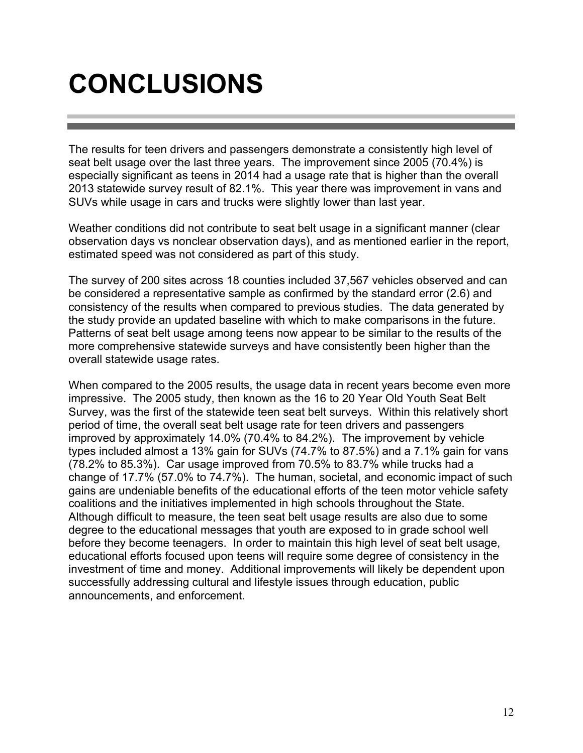# CONCLUSIONS

The results for teen drivers and passengers demonstrate a consistently high level of seat belt usage over the last three years. The improvement since 2005 (70.4%) is especially significant as teens in 2014 had a usage rate that is higher than the overall 2013 statewide survey result of 82.1%. This year there was improvement in vans and SUVs while usage in cars and trucks were slightly lower than last year.

Weather conditions did not contribute to seat belt usage in a significant manner (clear observation days vs nonclear observation days), and as mentioned earlier in the report, estimated speed was not considered as part of this study.

The survey of 200 sites across 18 counties included 37,567 vehicles observed and can be considered a representative sample as confirmed by the standard error (2.6) and consistency of the results when compared to previous studies. The data generated by the study provide an updated baseline with which to make comparisons in the future. Patterns of seat belt usage among teens now appear to be similar to the results of the more comprehensive statewide surveys and have consistently been higher than the overall statewide usage rates.

When compared to the 2005 results, the usage data in recent years become even more impressive. The 2005 study, then known as the 16 to 20 Year Old Youth Seat Belt Survey, was the first of the statewide teen seat belt surveys. Within this relatively short period of time, the overall seat belt usage rate for teen drivers and passengers improved by approximately 14.0% (70.4% to 84.2%). The improvement by vehicle types included almost a 13% gain for SUVs (74.7% to 87.5%) and a 7.1% gain for vans (78.2% to 85.3%). Car usage improved from 70.5% to 83.7% while trucks had a change of 17.7% (57.0% to 74.7%). The human, societal, and economic impact of such gains are undeniable benefits of the educational efforts of the teen motor vehicle safety coalitions and the initiatives implemented in high schools throughout the State. Although difficult to measure, the teen seat belt usage results are also due to some degree to the educational messages that youth are exposed to in grade school well before they become teenagers. In order to maintain this high level of seat belt usage, educational efforts focused upon teens will require some degree of consistency in the investment of time and money. Additional improvements will likely be dependent upon successfully addressing cultural and lifestyle issues through education, public announcements, and enforcement.